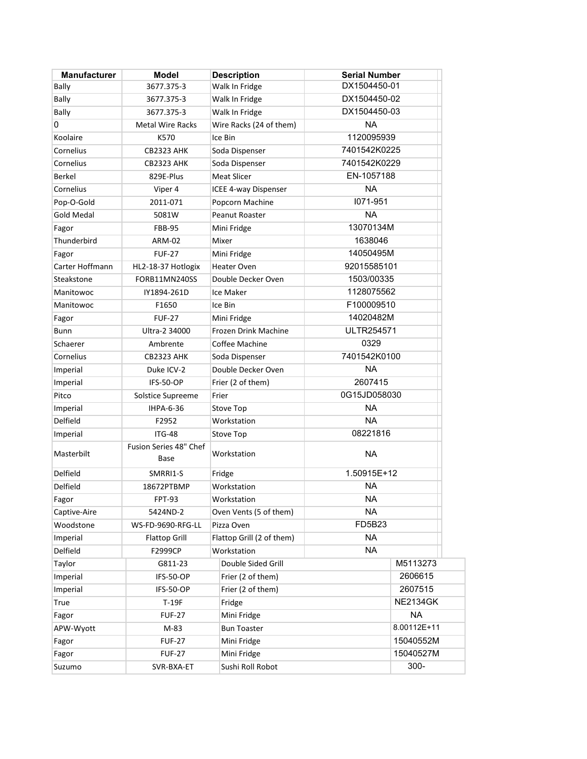| Manufacturer | Model | Description | Serial Number |
| --- | --- | --- | --- |
| Bally | 3677.375-3 | Walk In Fridge | DX1504450-01 |
| Bally | 3677.375-3 | Walk In Fridge | DX1504450-02 |
| Bally | 3677.375-3 | Walk In Fridge | DX1504450-03 |
| 0 | Metal Wire Racks | Wire Racks (24 of them) | NA |
| Koolaire | K570 | Ice Bin | 1120095939 |
| Cornelius | CB2323 AHK | Soda Dispenser | 7401542K0225 |
| Cornelius | CB2323 AHK | Soda Dispenser | 7401542K0229 |
| Berkel | 829E-Plus | Meat Slicer | EN-1057188 |
| Cornelius | Viper 4 | ICEE 4-way Dispenser | NA |
| Pop-O-Gold | 2011-071 | Popcorn Machine | I071-951 |
| Gold Medal | 5081W | Peanut Roaster | NA |
| Fagor | FBB-95 | Mini Fridge | 13070134M |
| Thunderbird | ARM-02 | Mixer | 1638046 |
| Fagor | FUF-27 | Mini Fridge | 14050495M |
| Carter Hoffmann | HL2-18-37 Hotlogix | Heater Oven | 92015585101 |
| Steakstone | FORB11MN240SS | Double Decker Oven | 1503/00335 |
| Manitowoc | IY1894-261D | Ice Maker | 1128075562 |
| Manitowoc | F1650 | Ice Bin | F100009510 |
| Fagor | FUF-27 | Mini Fridge | 14020482M |
| Bunn | Ultra-2 34000 | Frozen Drink Machine | ULTR254571 |
| Schaerer | Ambrente | Coffee Machine | 0329 |
| Cornelius | CB2323 AHK | Soda Dispenser | 7401542K0100 |
| Imperial | Duke ICV-2 | Double Decker Oven | NA |
| Imperial | IFS-50-OP | Frier (2 of them) | 2607415 |
| Pitco | Solstice Supreeme | Frier | 0G15JD058030 |
| Imperial | IHPA-6-36 | Stove Top | NA |
| Delfield | F2952 | Workstation | NA |
| Imperial | ITG-48 | Stove Top | 08221816 |
| Masterbilt | Fusion Series 48" Chef Base | Workstation | NA |
| Delfield | SMRRI1-S | Fridge | 1.50915E+12 |
| Delfield | 18672PTBMP | Workstation | NA |
| Fagor | FPT-93 | Workstation | NA |
| Captive-Aire | 5424ND-2 | Oven Vents (5 of them) | NA |
| Woodstone | WS-FD-9690-RFG-LL | Pizza Oven | FD5B23 |
| Imperial | Flattop Grill | Flattop Grill (2 of them) | NA |
| Delfield | F2999CP | Workstation | NA |
| Taylor | G811-23 | Double Sided Grill | M5113273 |
| Imperial | IFS-50-OP | Frier (2 of them) | 2606615 |
| Imperial | IFS-50-OP | Frier (2 of them) | 2607515 |
| True | T-19F | Fridge | NE2134GK |
| Fagor | FUF-27 | Mini Fridge | NA |
| APW-Wyott | M-83 | Bun Toaster | 8.00112E+11 |
| Fagor | FUF-27 | Mini Fridge | 15040552M |
| Fagor | FUF-27 | Mini Fridge | 15040527M |
| Suzumo | SVR-BXA-ET | Sushi Roll Robot | 300- |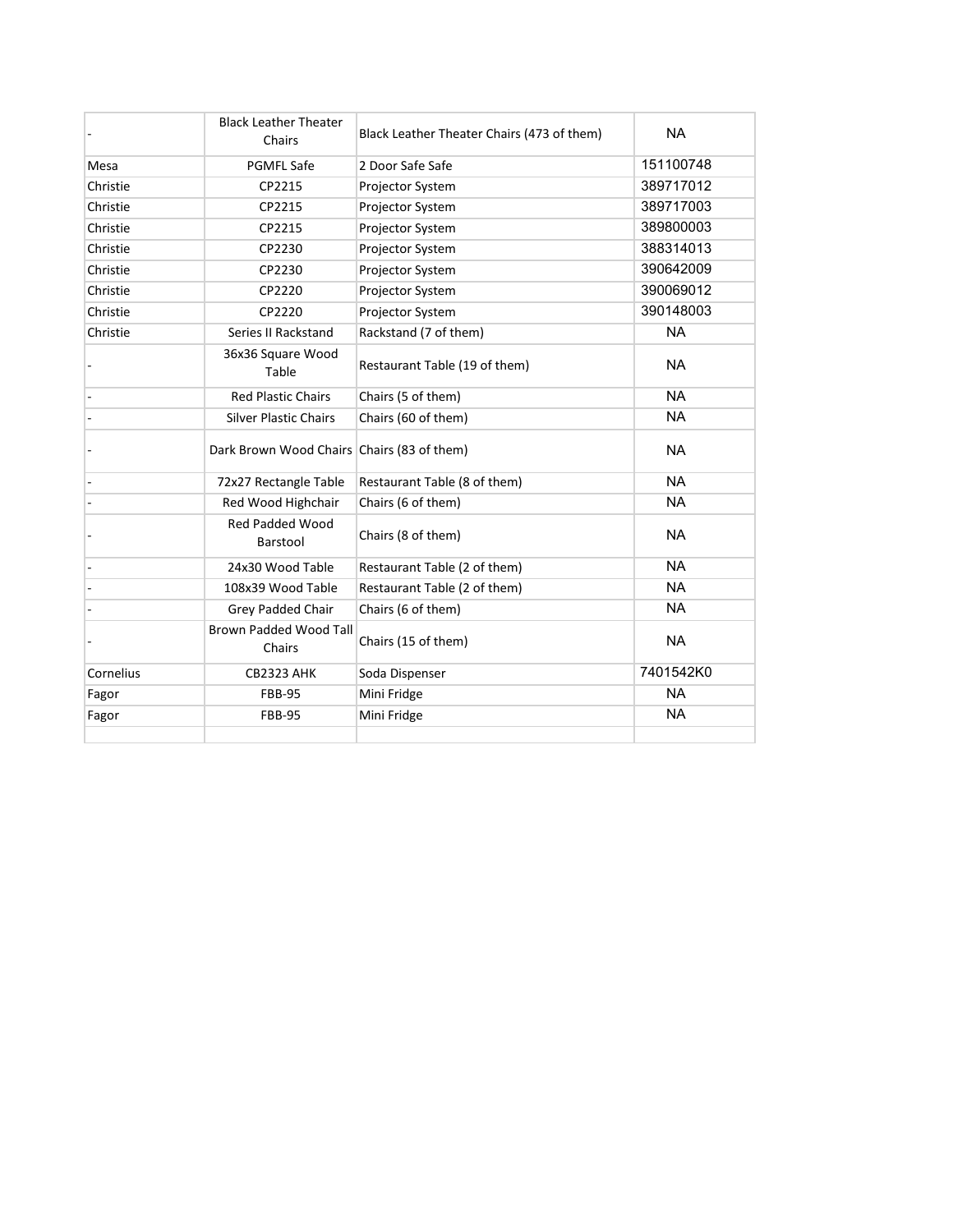| | | | |
|---|---|---|---|
| - | Black Leather Theater Chairs | Black Leather Theater Chairs (473 of them) | NA |
| Mesa | PGMFL Safe | 2 Door Safe Safe | 151100748 |
| Christie | CP2215 | Projector System | 389717012 |
| Christie | CP2215 | Projector System | 389717003 |
| Christie | CP2215 | Projector System | 389800003 |
| Christie | CP2230 | Projector System | 388314013 |
| Christie | CP2230 | Projector System | 390642009 |
| Christie | CP2220 | Projector System | 390069012 |
| Christie | CP2220 | Projector System | 390148003 |
| Christie | Series II Rackstand | Rackstand (7 of them) | NA |
| - | 36x36 Square Wood Table | Restaurant Table (19 of them) | NA |
| - | Red Plastic Chairs | Chairs (5 of them) | NA |
| - | Silver Plastic Chairs | Chairs (60 of them) | NA |
| - | Dark Brown Wood Chairs | Chairs (83 of them) | NA |
| - | 72x27 Rectangle Table | Restaurant Table (8 of them) | NA |
| - | Red Wood Highchair | Chairs (6 of them) | NA |
| - | Red Padded Wood Barstool | Chairs (8 of them) | NA |
| - | 24x30 Wood Table | Restaurant Table (2 of them) | NA |
| - | 108x39 Wood Table | Restaurant Table (2 of them) | NA |
| - | Grey Padded Chair | Chairs (6 of them) | NA |
| - | Brown Padded Wood Tall Chairs | Chairs (15 of them) | NA |
| Cornelius | CB2323 AHK | Soda Dispenser | 7401542K0 |
| Fagor | FBB-95 | Mini Fridge | NA |
| Fagor | FBB-95 | Mini Fridge | NA |
| | | | |